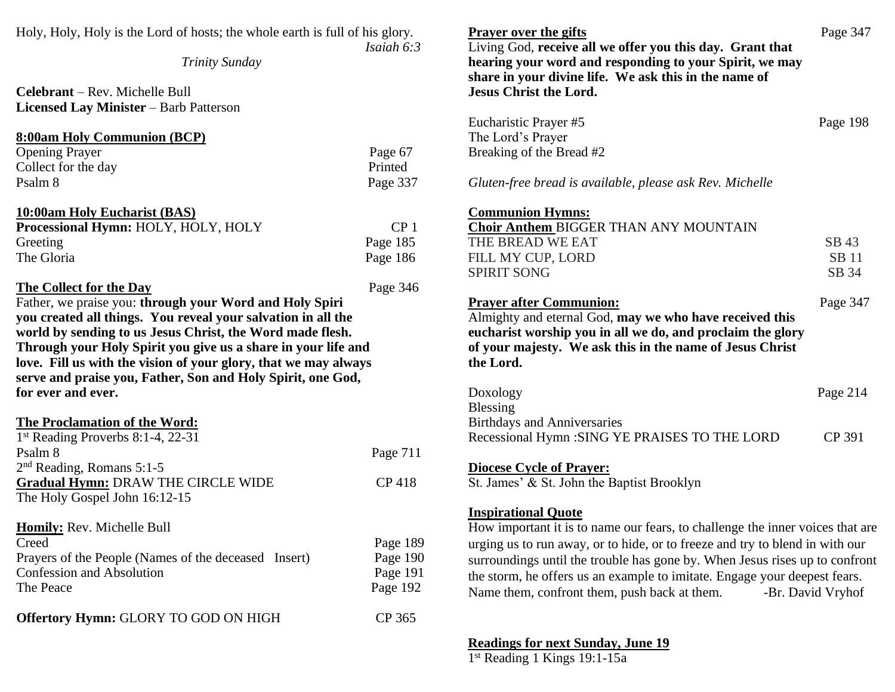Holy, Holy, Holy is the Lord of hosts; the whole earth is full of his glory.
*Isaiah 6:3*

*Trinity Sunday*

**Celebrant** – Rev. Michelle Bull
**Licensed Lay Minister** – Barb Patterson

**8:00am Holy Communion (BCP)**

| | |
|---|---|
| Opening Prayer | Page 67 |
| Collect for the day | Printed |
| Psalm 8 | Page 337 |

**10:00am Holy Eucharist (BAS)**

| | |
|---|---|
| **Processional Hymn:** HOLY, HOLY, HOLY | CP 1 |
| Greeting | Page 185 |
| The Gloria | Page 186 |

**The Collect for the Day** Page 346

Father, we praise you: **through your Word and Holy Spiri you created all things. You reveal your salvation in all the world by sending to us Jesus Christ, the Word made flesh. Through your Holy Spirit you give us a share in your life and love. Fill us with the vision of your glory, that we may always serve and praise you, Father, Son and Holy Spirit, one God, for ever and ever.**

**The Proclamation of the Word:**

| | |
|---|---|
| 1st Reading Proverbs 8:1-4, 22-31 | |
| Psalm 8 | Page 711 |
| 2nd Reading, Romans 5:1-5 | |
| **Gradual Hymn:** DRAW THE CIRCLE WIDE | CP 418 |
| The Holy Gospel John 16:12-15 | |

**Homily:** Rev. Michelle Bull

| | |
|---|---|
| Creed | Page 189 |
| Prayers of the People (Names of the deceased Insert) | Page 190 |
| Confession and Absolution | Page 191 |
| The Peace | Page 192 |

| | |
|---|---|
| **Offertory Hymn:** GLORY TO GOD ON HIGH | CP 365 |

**Prayer over the gifts** Page 347

Living God, **receive all we offer you this day. Grant that hearing your word and responding to your Spirit, we may share in your divine life. We ask this in the name of Jesus Christ the Lord.**

| | |
|---|---|
| Eucharistic Prayer #5 | Page 198 |
| The Lord's Prayer | |
| Breaking of the Bread #2 | |

*Gluten-free bread is available, please ask Rev. Michelle*

**Communion Hymns:**

**Choir Anthem** BIGGER THAN ANY MOUNTAIN

| | |
|---|---|
| THE BREAD WE EAT | SB 43 |
| FILL MY CUP, LORD | SB 11 |
| SPIRIT SONG | SB 34 |

**Prayer after Communion:** Page 347

Almighty and eternal God, **may we who have received this eucharist worship you in all we do, and proclaim the glory of your majesty. We ask this in the name of Jesus Christ the Lord.**

| | |
|---|---|
| Doxology | Page 214 |
| Blessing | |
| Birthdays and Anniversaries | |
| Recessional Hymn :SING YE PRAISES TO THE LORD | CP 391 |

**Diocese Cycle of Prayer:**
St. James' & St. John the Baptist Brooklyn

**Inspirational Quote**

How important it is to name our fears, to challenge the inner voices that are urging us to run away, or to hide, or to freeze and try to blend in with our surroundings until the trouble has gone by. When Jesus rises up to confront the storm, he offers us an example to imitate. Engage your deepest fears. Name them, confront them, push back at them. -Br. David Vryhof

**Readings for next Sunday, June 19**

1st Reading 1 Kings 19:1-15a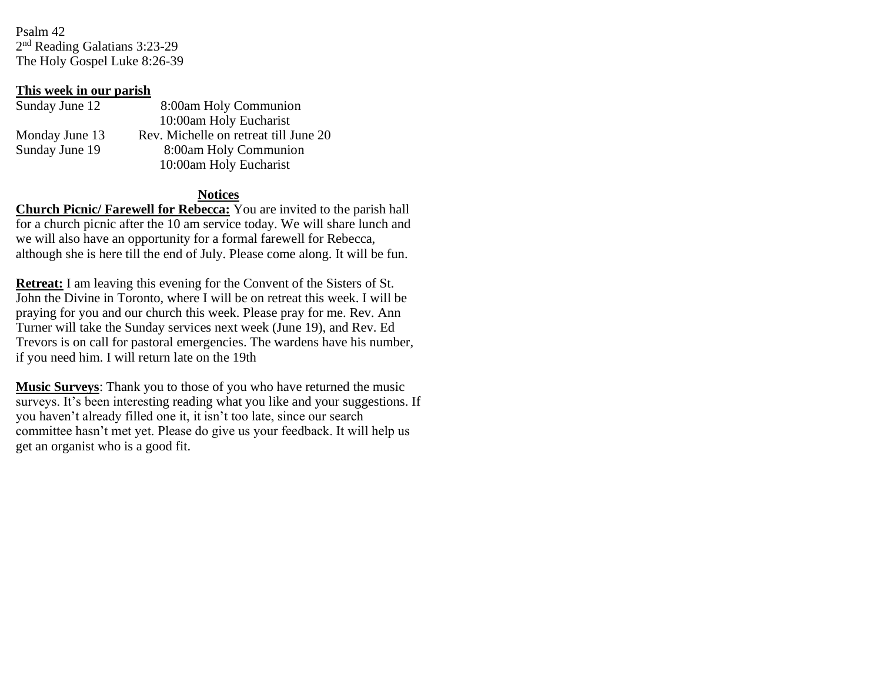Psalm 42
2nd Reading Galatians 3:23-29
The Holy Gospel Luke 8:26-39

**This week in our parish**

| | |
|---|---|
| Sunday June 12 | 8:00am Holy Communion |
| | 10:00am Holy Eucharist |
| Monday June 13 | Rev. Michelle on retreat till June 20 |
| Sunday June 19 | 8:00am Holy Communion |
| | 10:00am Holy Eucharist |

**Notices**

**Church Picnic/ Farewell for Rebecca:** You are invited to the parish hall for a church picnic after the 10 am service today. We will share lunch and we will also have an opportunity for a formal farewell for Rebecca, although she is here till the end of July. Please come along. It will be fun.

**Retreat:** I am leaving this evening for the Convent of the Sisters of St. John the Divine in Toronto, where I will be on retreat this week. I will be praying for you and our church this week. Please pray for me. Rev. Ann Turner will take the Sunday services next week (June 19), and Rev. Ed Trevors is on call for pastoral emergencies. The wardens have his number, if you need him. I will return late on the 19th

**Music Surveys**: Thank you to those of you who have returned the music surveys. It's been interesting reading what you like and your suggestions. If you haven't already filled one it, it isn't too late, since our search committee hasn't met yet. Please do give us your feedback. It will help us get an organist who is a good fit.